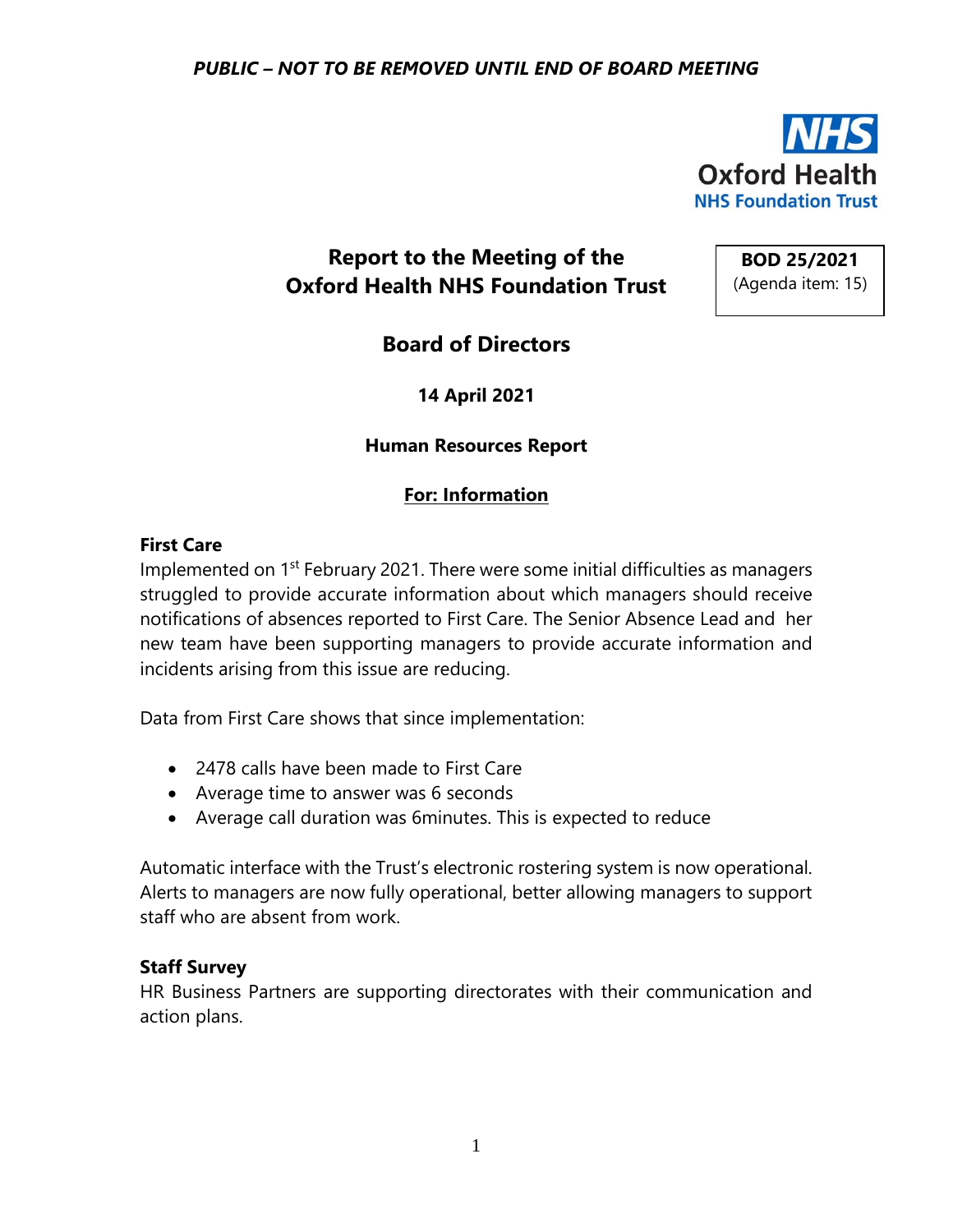*PUBLIC – NOT TO BE REMOVED UNTIL END OF BOARD MEETING*

NHS Oxford Health NHS Foundation Trust

# Report to the Meeting of the Oxford Health NHS Foundation Trust

**BOD 25/2021**
(Agenda item: 15)

# Board of Directors

**14 April 2021**

**Human Resources Report**

**For: Information**

### First Care

Implemented on 1st February 2021. There were some initial difficulties as managers struggled to provide accurate information about which managers should receive notifications of absences reported to First Care. The Senior Absence Lead and her new team have been supporting managers to provide accurate information and incidents arising from this issue are reducing.

Data from First Care shows that since implementation:

- 2478 calls have been made to First Care
- Average time to answer was 6 seconds
- Average call duration was 6minutes. This is expected to reduce

Automatic interface with the Trust's electronic rostering system is now operational. Alerts to managers are now fully operational, better allowing managers to support staff who are absent from work.

### Staff Survey

HR Business Partners are supporting directorates with their communication and action plans.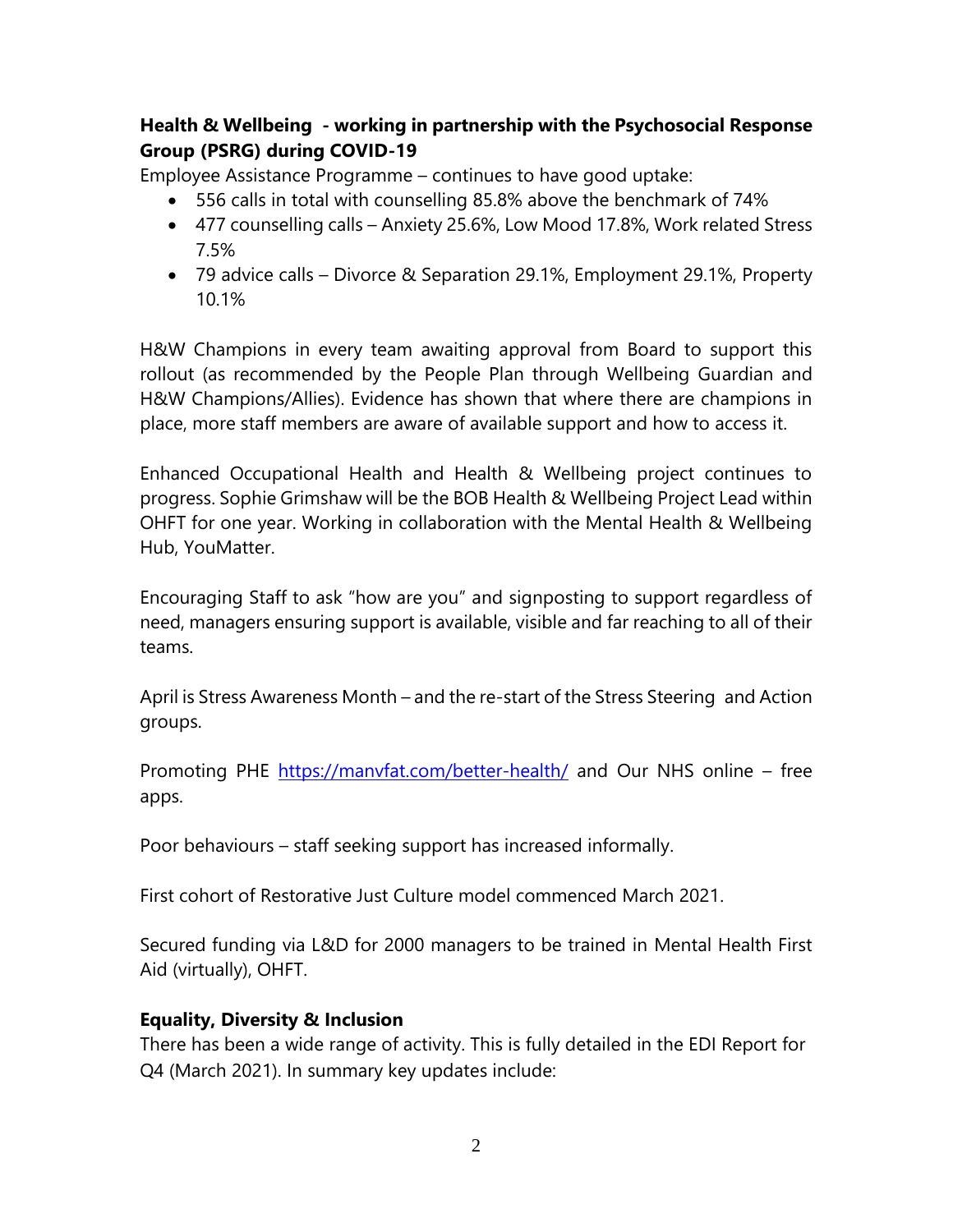**Health & Wellbeing - working in partnership with the Psychosocial Response Group (PSRG) during COVID-19**

Employee Assistance Programme – continues to have good uptake:

- 556 calls in total with counselling 85.8% above the benchmark of 74%
- 477 counselling calls – Anxiety 25.6%, Low Mood 17.8%, Work related Stress 7.5%
- 79 advice calls – Divorce & Separation 29.1%, Employment 29.1%, Property 10.1%

H&W Champions in every team awaiting approval from Board to support this rollout (as recommended by the People Plan through Wellbeing Guardian and H&W Champions/Allies). Evidence has shown that where there are champions in place, more staff members are aware of available support and how to access it.

Enhanced Occupational Health and Health & Wellbeing project continues to progress. Sophie Grimshaw will be the BOB Health & Wellbeing Project Lead within OHFT for one year. Working in collaboration with the Mental Health & Wellbeing Hub, YouMatter.

Encouraging Staff to ask "how are you" and signposting to support regardless of need, managers ensuring support is available, visible and far reaching to all of their teams.

April is Stress Awareness Month – and the re-start of the Stress Steering and Action groups.

Promoting PHE https://manvfat.com/better-health/ and Our NHS online – free apps.

Poor behaviours – staff seeking support has increased informally.

First cohort of Restorative Just Culture model commenced March 2021.

Secured funding via L&D for 2000 managers to be trained in Mental Health First Aid (virtually), OHFT.

**Equality, Diversity & Inclusion**

There has been a wide range of activity. This is fully detailed in the EDI Report for Q4 (March 2021). In summary key updates include: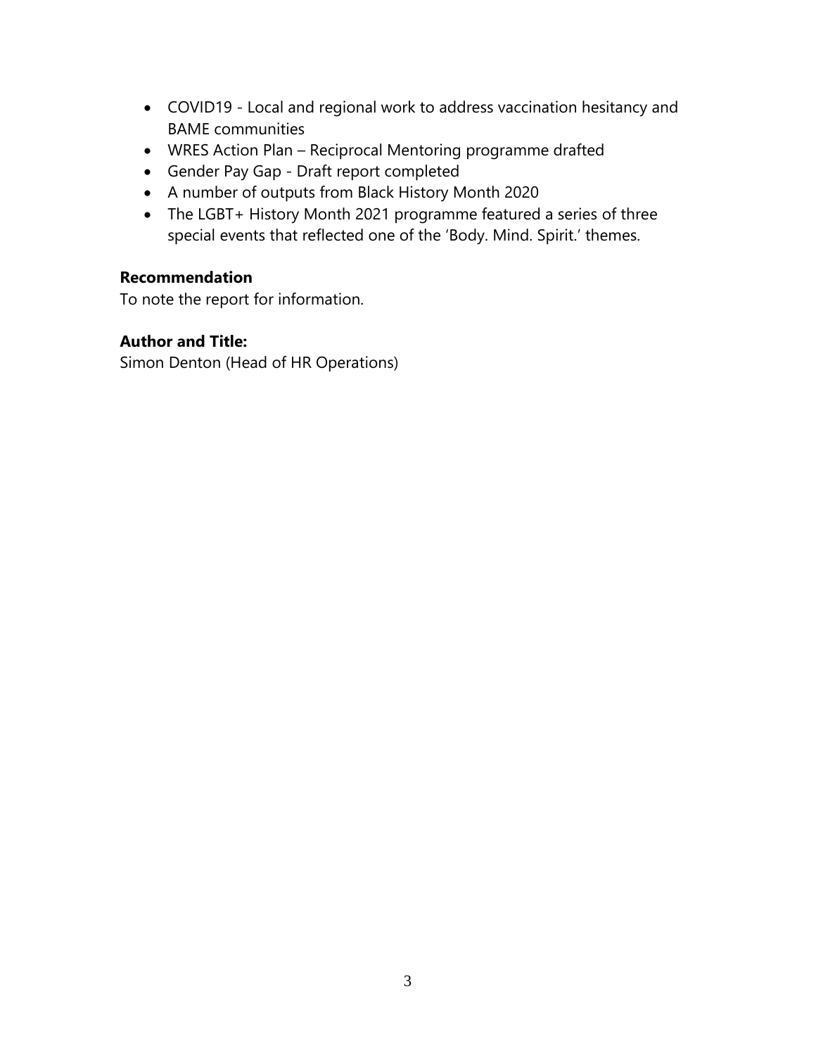- COVID19 - Local and regional work to address vaccination hesitancy and BAME communities
- WRES Action Plan – Reciprocal Mentoring programme drafted
- Gender Pay Gap - Draft report completed
- A number of outputs from Black History Month 2020
- The LGBT+ History Month 2021 programme featured a series of three special events that reflected one of the 'Body. Mind. Spirit.' themes.

**Recommendation**

To note the report for information.

**Author and Title:**

Simon Denton (Head of HR Operations)